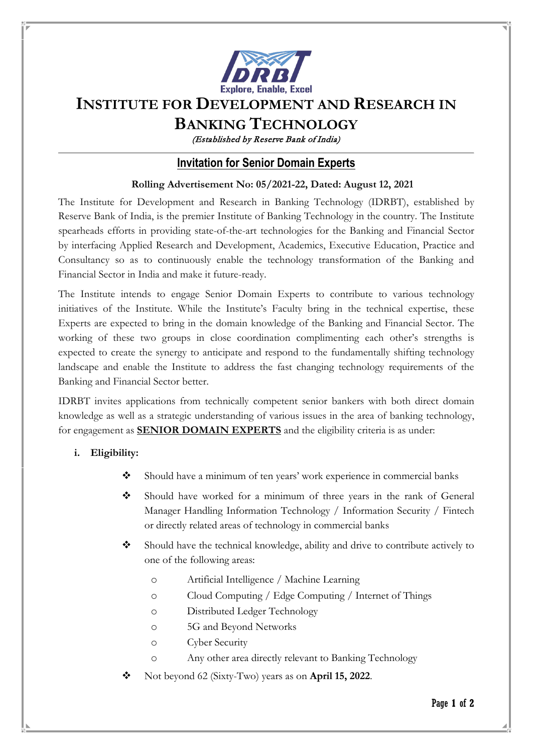Explore, Enable, Excel

# INSTITUTE FOR DEVELOPMENT AND RESEARCH IN BANKING TECHNOLOGY

*(Established by Reserve Bank of India)*

## Invitation for Senior Domain Experts

**Rolling Advertisement No: 05/2021-22, Dated: August 12, 2021**

The Institute for Development and Research in Banking Technology (IDRBT), established by Reserve Bank of India, is the premier Institute of Banking Technology in the country. The Institute spearheads efforts in providing state-of-the-art technologies for the Banking and Financial Sector by interfacing Applied Research and Development, Academics, Executive Education, Practice and Consultancy so as to continuously enable the technology transformation of the Banking and Financial Sector in India and make it future-ready.

The Institute intends to engage Senior Domain Experts to contribute to various technology initiatives of the Institute. While the Institute's Faculty bring in the technical expertise, these Experts are expected to bring in the domain knowledge of the Banking and Financial Sector. The working of these two groups in close coordination complimenting each other's strengths is expected to create the synergy to anticipate and respond to the fundamentally shifting technology landscape and enable the Institute to address the fast changing technology requirements of the Banking and Financial Sector better.

IDRBT invites applications from technically competent senior bankers with both direct domain knowledge as well as a strategic understanding of various issues in the area of banking technology, for engagement as **SENIOR DOMAIN EXPERTS** and the eligibility criteria is as under:

**i. Eligibility:**

- Should have a minimum of ten years' work experience in commercial banks
- Should have worked for a minimum of three years in the rank of General Manager Handling Information Technology / Information Security / Fintech or directly related areas of technology in commercial banks
- Should have the technical knowledge, ability and drive to contribute actively to one of the following areas:
  - Artificial Intelligence / Machine Learning
  - Cloud Computing / Edge Computing / Internet of Things
  - Distributed Ledger Technology
  - 5G and Beyond Networks
  - Cyber Security
  - Any other area directly relevant to Banking Technology
- Not beyond 62 (Sixty-Two) years as on **April 15, 2022**.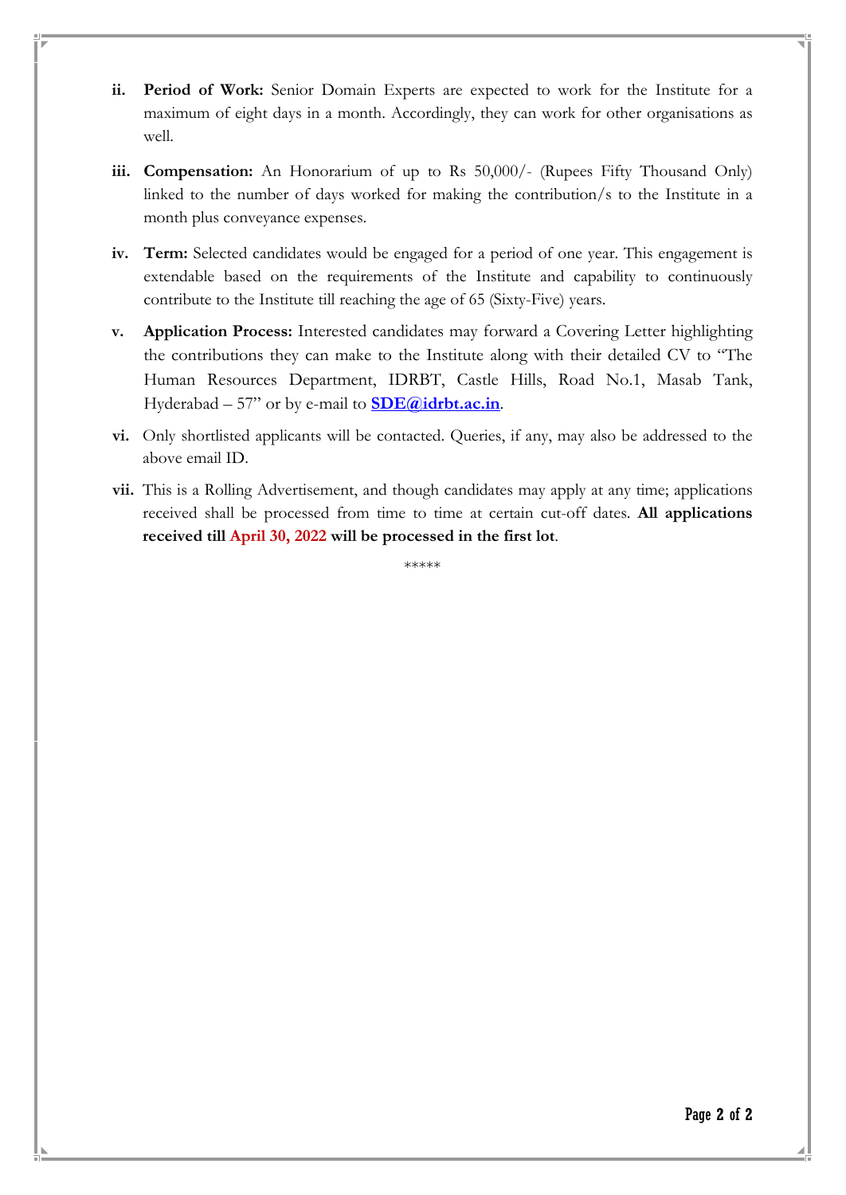ii. **Period of Work:** Senior Domain Experts are expected to work for the Institute for a maximum of eight days in a month. Accordingly, they can work for other organisations as well.

iii. **Compensation:** An Honorarium of up to Rs 50,000/- (Rupees Fifty Thousand Only) linked to the number of days worked for making the contribution/s to the Institute in a month plus conveyance expenses.

iv. **Term:** Selected candidates would be engaged for a period of one year. This engagement is extendable based on the requirements of the Institute and capability to continuously contribute to the Institute till reaching the age of 65 (Sixty-Five) years.

v. **Application Process:** Interested candidates may forward a Covering Letter highlighting the contributions they can make to the Institute along with their detailed CV to "The Human Resources Department, IDRBT, Castle Hills, Road No.1, Masab Tank, Hyderabad – 57" or by e-mail to **SDE@idrbt.ac.in**.

vi. Only shortlisted applicants will be contacted. Queries, if any, may also be addressed to the above email ID.

vii. This is a Rolling Advertisement, and though candidates may apply at any time; applications received shall be processed from time to time at certain cut-off dates. **All applications received till April 30, 2022 will be processed in the first lot**.

*****